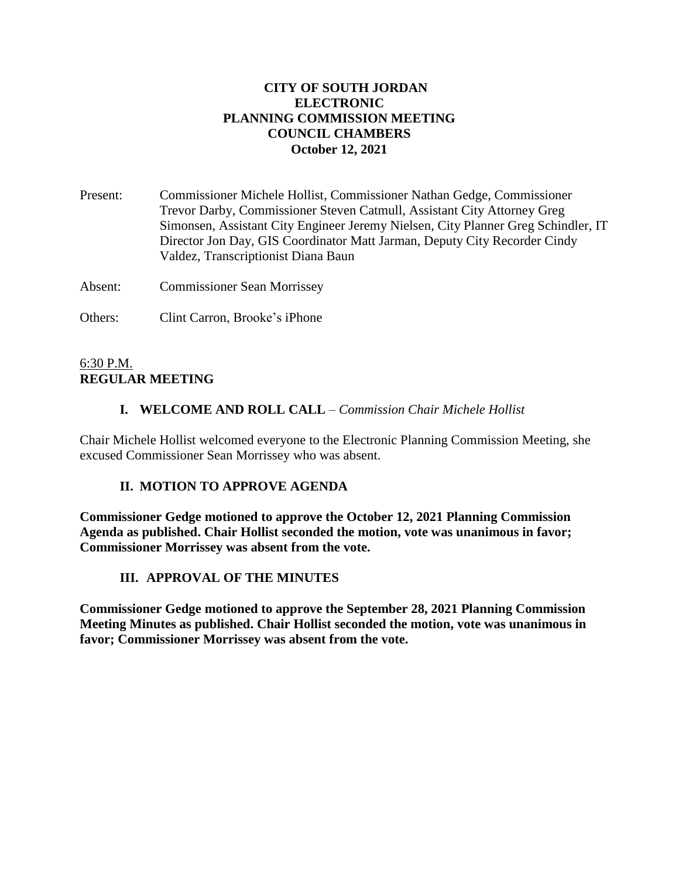**CITY OF SOUTH JORDAN**
**ELECTRONIC**
**PLANNING COMMISSION MEETING**
**COUNCIL CHAMBERS**
**October 12, 2021**

Present: Commissioner Michele Hollist, Commissioner Nathan Gedge, Commissioner Trevor Darby, Commissioner Steven Catmull, Assistant City Attorney Greg Simonsen, Assistant City Engineer Jeremy Nielsen, City Planner Greg Schindler, IT Director Jon Day, GIS Coordinator Matt Jarman, Deputy City Recorder Cindy Valdez, Transcriptionist Diana Baun

Absent: Commissioner Sean Morrissey

Others: Clint Carron, Brooke's iPhone

6:30 P.M.
**REGULAR MEETING**

**I. WELCOME AND ROLL CALL** – *Commission Chair Michele Hollist*

Chair Michele Hollist welcomed everyone to the Electronic Planning Commission Meeting, she excused Commissioner Sean Morrissey who was absent.

**II. MOTION TO APPROVE AGENDA**

**Commissioner Gedge motioned to approve the October 12, 2021 Planning Commission Agenda as published. Chair Hollist seconded the motion, vote was unanimous in favor; Commissioner Morrissey was absent from the vote.**

**III. APPROVAL OF THE MINUTES**

**Commissioner Gedge motioned to approve the September 28, 2021 Planning Commission Meeting Minutes as published. Chair Hollist seconded the motion, vote was unanimous in favor; Commissioner Morrissey was absent from the vote.**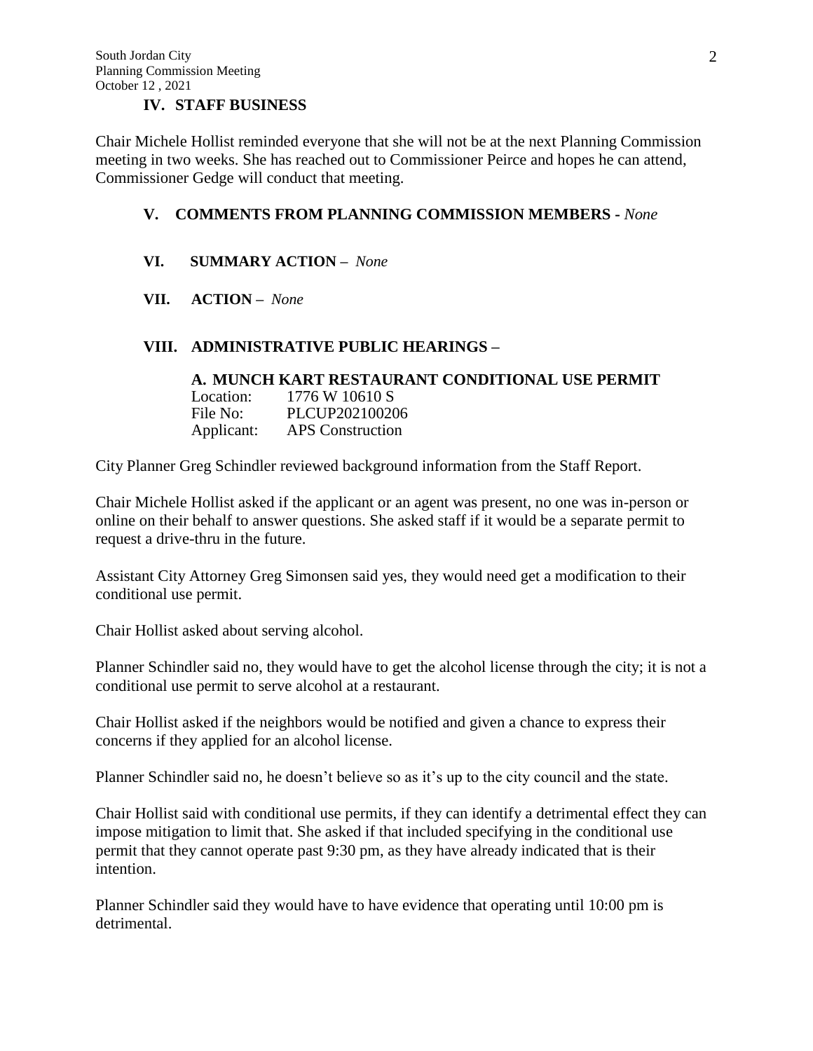## IV. STAFF BUSINESS

Chair Michele Hollist reminded everyone that she will not be at the next Planning Commission meeting in two weeks. She has reached out to Commissioner Peirce and hopes he can attend, Commissioner Gedge will conduct that meeting.

## V. COMMENTS FROM PLANNING COMMISSION MEMBERS - *None*

## VI. SUMMARY ACTION – *None*

## VII. ACTION – *None*

## VIII. ADMINISTRATIVE PUBLIC HEARINGS –

### A. MUNCH KART RESTAURANT CONDITIONAL USE PERMIT

Location: 1776 W 10610 S
File No: PLCUP202100206
Applicant: APS Construction

City Planner Greg Schindler reviewed background information from the Staff Report.

Chair Michele Hollist asked if the applicant or an agent was present, no one was in-person or online on their behalf to answer questions. She asked staff if it would be a separate permit to request a drive-thru in the future.

Assistant City Attorney Greg Simonsen said yes, they would need get a modification to their conditional use permit.

Chair Hollist asked about serving alcohol.

Planner Schindler said no, they would have to get the alcohol license through the city; it is not a conditional use permit to serve alcohol at a restaurant.

Chair Hollist asked if the neighbors would be notified and given a chance to express their concerns if they applied for an alcohol license.

Planner Schindler said no, he doesn't believe so as it's up to the city council and the state.

Chair Hollist said with conditional use permits, if they can identify a detrimental effect they can impose mitigation to limit that. She asked if that included specifying in the conditional use permit that they cannot operate past 9:30 pm, as they have already indicated that is their intention.

Planner Schindler said they would have to have evidence that operating until 10:00 pm is detrimental.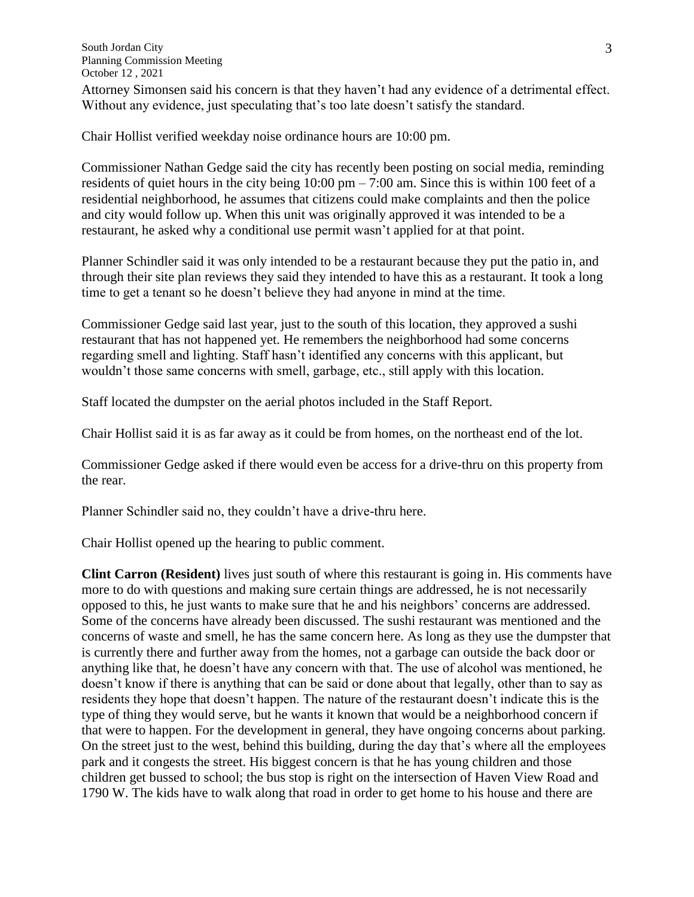Attorney Simonsen said his concern is that they haven't had any evidence of a detrimental effect. Without any evidence, just speculating that's too late doesn't satisfy the standard.

Chair Hollist verified weekday noise ordinance hours are 10:00 pm.

Commissioner Nathan Gedge said the city has recently been posting on social media, reminding residents of quiet hours in the city being 10:00 pm – 7:00 am. Since this is within 100 feet of a residential neighborhood, he assumes that citizens could make complaints and then the police and city would follow up. When this unit was originally approved it was intended to be a restaurant, he asked why a conditional use permit wasn't applied for at that point.

Planner Schindler said it was only intended to be a restaurant because they put the patio in, and through their site plan reviews they said they intended to have this as a restaurant. It took a long time to get a tenant so he doesn't believe they had anyone in mind at the time.

Commissioner Gedge said last year, just to the south of this location, they approved a sushi restaurant that has not happened yet. He remembers the neighborhood had some concerns regarding smell and lighting. Staff hasn't identified any concerns with this applicant, but wouldn't those same concerns with smell, garbage, etc., still apply with this location.

Staff located the dumpster on the aerial photos included in the Staff Report.

Chair Hollist said it is as far away as it could be from homes, on the northeast end of the lot.

Commissioner Gedge asked if there would even be access for a drive-thru on this property from the rear.

Planner Schindler said no, they couldn't have a drive-thru here.

Chair Hollist opened up the hearing to public comment.

**Clint Carron (Resident)** lives just south of where this restaurant is going in. His comments have more to do with questions and making sure certain things are addressed, he is not necessarily opposed to this, he just wants to make sure that he and his neighbors' concerns are addressed. Some of the concerns have already been discussed. The sushi restaurant was mentioned and the concerns of waste and smell, he has the same concern here. As long as they use the dumpster that is currently there and further away from the homes, not a garbage can outside the back door or anything like that, he doesn't have any concern with that. The use of alcohol was mentioned, he doesn't know if there is anything that can be said or done about that legally, other than to say as residents they hope that doesn't happen. The nature of the restaurant doesn't indicate this is the type of thing they would serve, but he wants it known that would be a neighborhood concern if that were to happen. For the development in general, they have ongoing concerns about parking. On the street just to the west, behind this building, during the day that's where all the employees park and it congests the street. His biggest concern is that he has young children and those children get bussed to school; the bus stop is right on the intersection of Haven View Road and 1790 W. The kids have to walk along that road in order to get home to his house and there are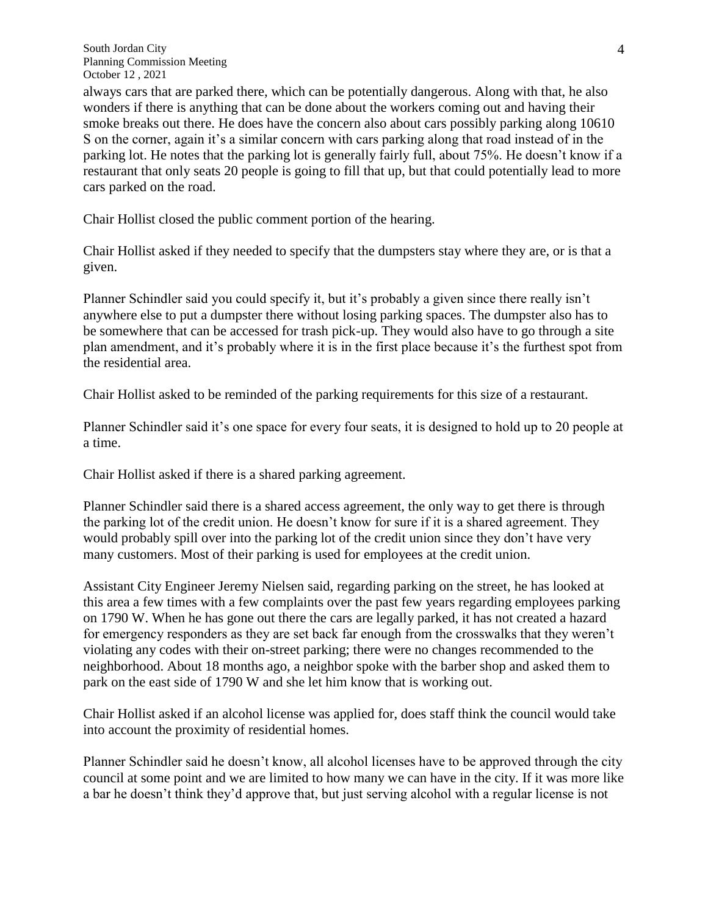always cars that are parked there, which can be potentially dangerous. Along with that, he also wonders if there is anything that can be done about the workers coming out and having their smoke breaks out there. He does have the concern also about cars possibly parking along 10610 S on the corner, again it's a similar concern with cars parking along that road instead of in the parking lot. He notes that the parking lot is generally fairly full, about 75%. He doesn't know if a restaurant that only seats 20 people is going to fill that up, but that could potentially lead to more cars parked on the road.

Chair Hollist closed the public comment portion of the hearing.

Chair Hollist asked if they needed to specify that the dumpsters stay where they are, or is that a given.

Planner Schindler said you could specify it, but it's probably a given since there really isn't anywhere else to put a dumpster there without losing parking spaces. The dumpster also has to be somewhere that can be accessed for trash pick-up. They would also have to go through a site plan amendment, and it's probably where it is in the first place because it's the furthest spot from the residential area.

Chair Hollist asked to be reminded of the parking requirements for this size of a restaurant.

Planner Schindler said it's one space for every four seats, it is designed to hold up to 20 people at a time.

Chair Hollist asked if there is a shared parking agreement.

Planner Schindler said there is a shared access agreement, the only way to get there is through the parking lot of the credit union. He doesn't know for sure if it is a shared agreement. They would probably spill over into the parking lot of the credit union since they don't have very many customers. Most of their parking is used for employees at the credit union.

Assistant City Engineer Jeremy Nielsen said, regarding parking on the street, he has looked at this area a few times with a few complaints over the past few years regarding employees parking on 1790 W. When he has gone out there the cars are legally parked, it has not created a hazard for emergency responders as they are set back far enough from the crosswalks that they weren't violating any codes with their on-street parking; there were no changes recommended to the neighborhood. About 18 months ago, a neighbor spoke with the barber shop and asked them to park on the east side of 1790 W and she let him know that is working out.

Chair Hollist asked if an alcohol license was applied for, does staff think the council would take into account the proximity of residential homes.

Planner Schindler said he doesn't know, all alcohol licenses have to be approved through the city council at some point and we are limited to how many we can have in the city. If it was more like a bar he doesn't think they'd approve that, but just serving alcohol with a regular license is not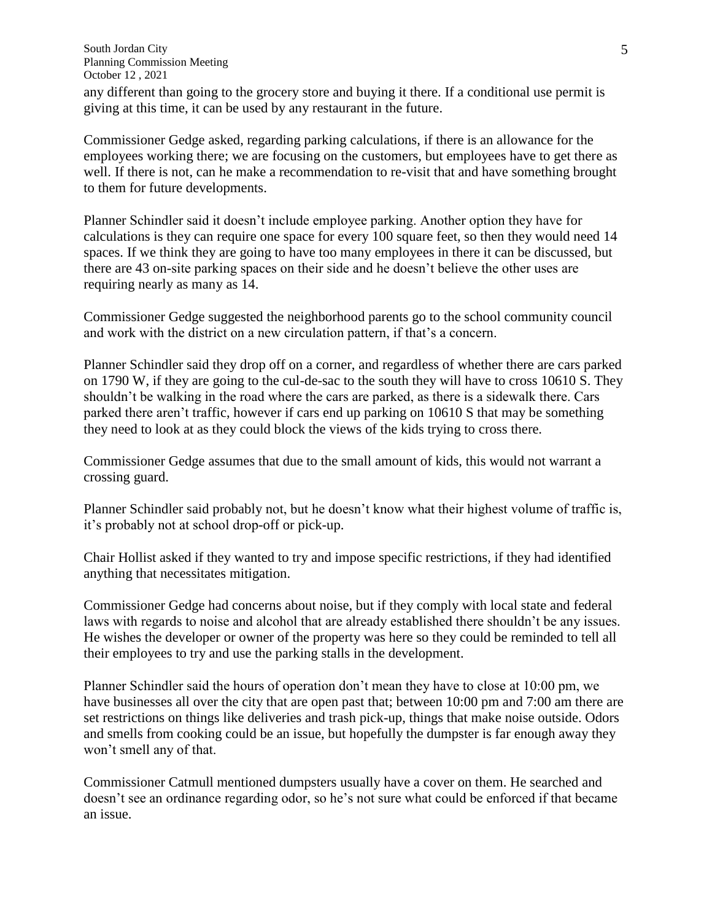any different than going to the grocery store and buying it there. If a conditional use permit is giving at this time, it can be used by any restaurant in the future.

Commissioner Gedge asked, regarding parking calculations, if there is an allowance for the employees working there; we are focusing on the customers, but employees have to get there as well. If there is not, can he make a recommendation to re-visit that and have something brought to them for future developments.

Planner Schindler said it doesn't include employee parking. Another option they have for calculations is they can require one space for every 100 square feet, so then they would need 14 spaces. If we think they are going to have too many employees in there it can be discussed, but there are 43 on-site parking spaces on their side and he doesn't believe the other uses are requiring nearly as many as 14.

Commissioner Gedge suggested the neighborhood parents go to the school community council and work with the district on a new circulation pattern, if that's a concern.

Planner Schindler said they drop off on a corner, and regardless of whether there are cars parked on 1790 W, if they are going to the cul-de-sac to the south they will have to cross 10610 S. They shouldn't be walking in the road where the cars are parked, as there is a sidewalk there. Cars parked there aren't traffic, however if cars end up parking on 10610 S that may be something they need to look at as they could block the views of the kids trying to cross there.

Commissioner Gedge assumes that due to the small amount of kids, this would not warrant a crossing guard.

Planner Schindler said probably not, but he doesn't know what their highest volume of traffic is, it's probably not at school drop-off or pick-up.

Chair Hollist asked if they wanted to try and impose specific restrictions, if they had identified anything that necessitates mitigation.

Commissioner Gedge had concerns about noise, but if they comply with local state and federal laws with regards to noise and alcohol that are already established there shouldn't be any issues. He wishes the developer or owner of the property was here so they could be reminded to tell all their employees to try and use the parking stalls in the development.

Planner Schindler said the hours of operation don't mean they have to close at 10:00 pm, we have businesses all over the city that are open past that; between 10:00 pm and 7:00 am there are set restrictions on things like deliveries and trash pick-up, things that make noise outside. Odors and smells from cooking could be an issue, but hopefully the dumpster is far enough away they won't smell any of that.

Commissioner Catmull mentioned dumpsters usually have a cover on them. He searched and doesn't see an ordinance regarding odor, so he's not sure what could be enforced if that became an issue.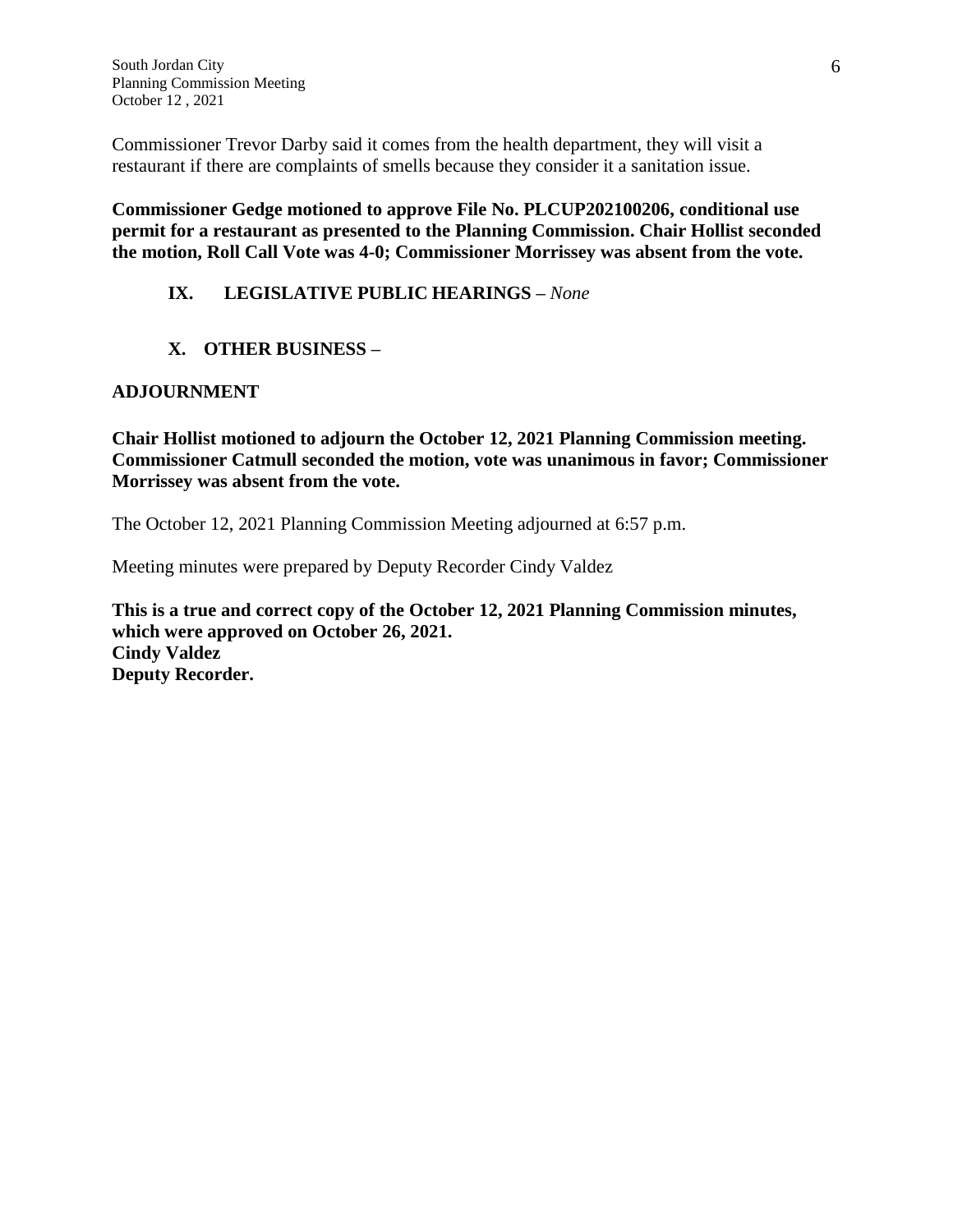Commissioner Trevor Darby said it comes from the health department, they will visit a restaurant if there are complaints of smells because they consider it a sanitation issue.

**Commissioner Gedge motioned to approve File No. PLCUP202100206, conditional use permit for a restaurant as presented to the Planning Commission. Chair Hollist seconded the motion, Roll Call Vote was 4-0; Commissioner Morrissey was absent from the vote.**

## IX. LEGISLATIVE PUBLIC HEARINGS – *None*

## X. OTHER BUSINESS –

## ADJOURNMENT

**Chair Hollist motioned to adjourn the October 12, 2021 Planning Commission meeting. Commissioner Catmull seconded the motion, vote was unanimous in favor; Commissioner Morrissey was absent from the vote.**

The October 12, 2021 Planning Commission Meeting adjourned at 6:57 p.m.

Meeting minutes were prepared by Deputy Recorder Cindy Valdez

**This is a true and correct copy of the October 12, 2021 Planning Commission minutes, which were approved on October 26, 2021.**
**Cindy Valdez**
**Deputy Recorder.**